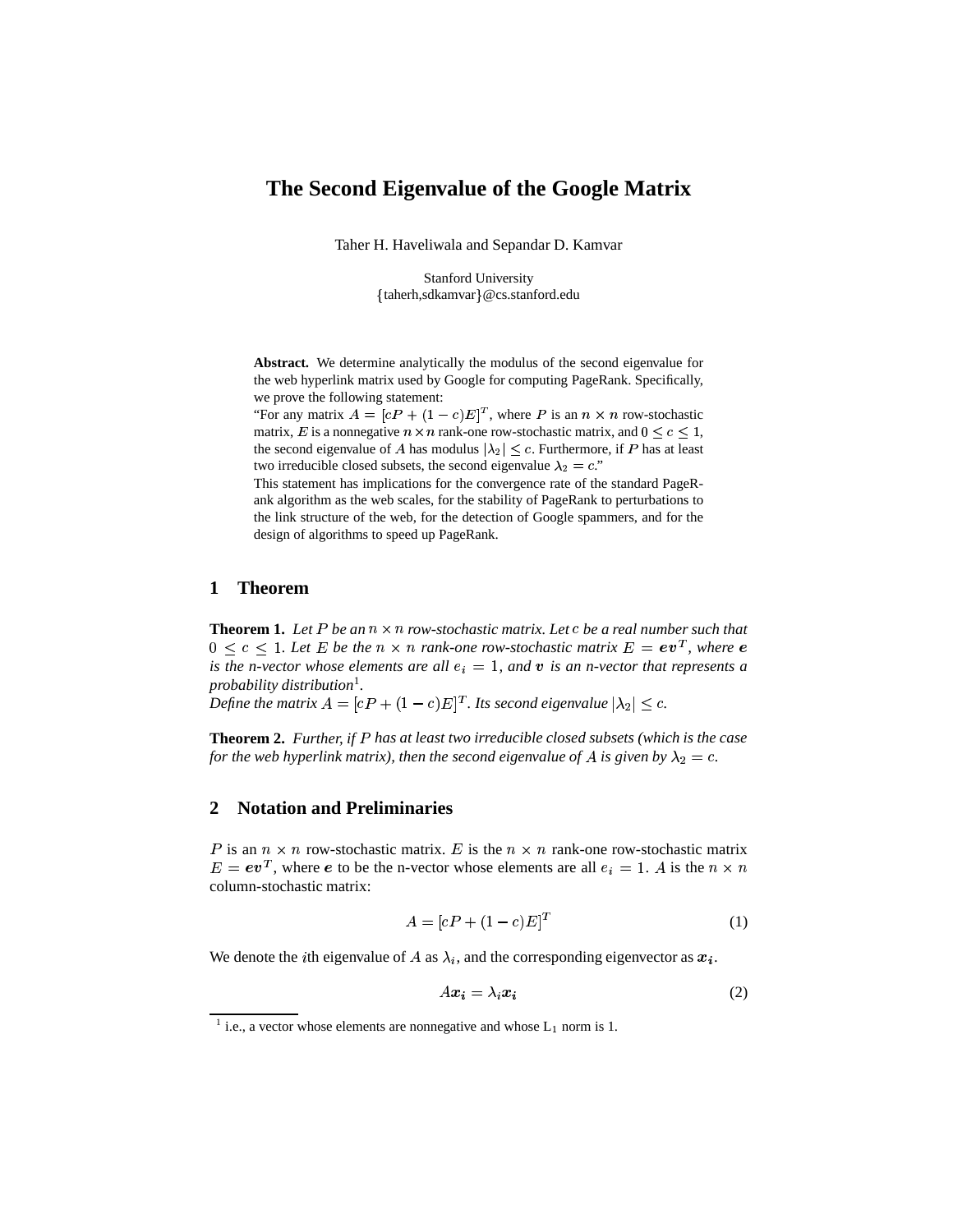# The Second Eigenvalue of the Google Matrix

Taher H. Haveliwala and Sepandar D. Kamvar

Stanford University
{taherh,sdkamvar}@cs.stanford.edu

**Abstract.** We determine analytically the modulus of the second eigenvalue for the web hyperlink matrix used by Google for computing PageRank. Specifically, we prove the following statement:
"For any matrix $A = [cP + (1-c)E]^T$, where $P$ is an $n \times n$ row-stochastic matrix, $E$ is a nonnegative $n \times n$ rank-one row-stochastic matrix, and $0 \leq c \leq 1$, the second eigenvalue of $A$ has modulus $|\lambda_2| \leq c$. Furthermore, if $P$ has at least two irreducible closed subsets, the second eigenvalue $\lambda_2 = c$."
This statement has implications for the convergence rate of the standard PageRank algorithm as the web scales, for the stability of PageRank to perturbations to the link structure of the web, for the detection of Google spammers, and for the design of algorithms to speed up PageRank.

## 1 Theorem

**Theorem 1.** *Let $P$ be an $n \times n$ row-stochastic matrix. Let $c$ be a real number such that $0 \leq c \leq 1$. Let $E$ be the $n \times n$ rank-one row-stochastic matrix $E = \boldsymbol{e}\boldsymbol{v}^T$, where $\boldsymbol{e}$ is the n-vector whose elements are all $e_i = 1$, and $\boldsymbol{v}$ is an n-vector that represents a probability distribution*[1].
*Define the matrix $A = [cP + (1-c)E]^T$. Its second eigenvalue $|\lambda_2| \leq c$.*

**Theorem 2.** *Further, if $P$ has at least two irreducible closed subsets (which is the case for the web hyperlink matrix), then the second eigenvalue of $A$ is given by $\lambda_2 = c$.*

## 2 Notation and Preliminaries

$P$ is an $n \times n$ row-stochastic matrix. $E$ is the $n \times n$ rank-one row-stochastic matrix $E = \boldsymbol{e}\boldsymbol{v}^T$, where $\boldsymbol{e}$ to be the n-vector whose elements are all $e_i = 1$. $A$ is the $n \times n$ column-stochastic matrix:

$$A = [cP + (1-c)E]^T \tag{1}$$

We denote the $i$th eigenvalue of $A$ as $\lambda_i$, and the corresponding eigenvector as $\boldsymbol{x_i}$.

$$A\boldsymbol{x_i} = \lambda_i \boldsymbol{x_i} \tag{2}$$

[1] i.e., a vector whose elements are nonnegative and whose $L_1$ norm is 1.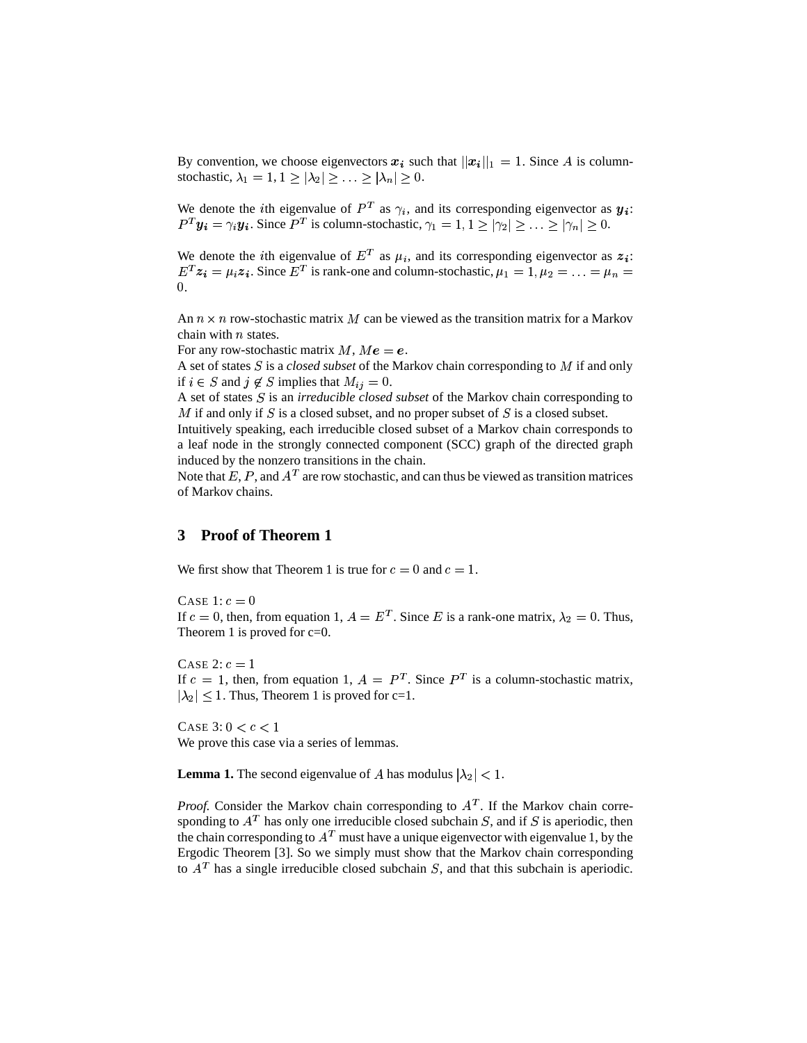By convention, we choose eigenvectors $\boldsymbol{x_i}$ such that $||\boldsymbol{x_i}||_1 = 1$. Since $A$ is column-stochastic, $\lambda_1 = 1, 1 \geq |\lambda_2| \geq \ldots \geq |\lambda_n| \geq 0$.

We denote the $i$th eigenvalue of $P^T$ as $\gamma_i$, and its corresponding eigenvector as $\boldsymbol{y_i}$: $P^T \boldsymbol{y_i} = \gamma_i \boldsymbol{y_i}$. Since $P^T$ is column-stochastic, $\gamma_1 = 1, 1 \geq |\gamma_2| \geq \ldots \geq |\gamma_n| \geq 0$.

We denote the $i$th eigenvalue of $E^T$ as $\mu_i$, and its corresponding eigenvector as $\boldsymbol{z_i}$: $E^T \boldsymbol{z_i} = \mu_i \boldsymbol{z_i}$. Since $E^T$ is rank-one and column-stochastic, $\mu_1 = 1, \mu_2 = \ldots = \mu_n = 0$.

An $n \times n$ row-stochastic matrix $M$ can be viewed as the transition matrix for a Markov chain with $n$ states.
For any row-stochastic matrix $M$, $M\boldsymbol{e} = \boldsymbol{e}$.
A set of states $S$ is a *closed subset* of the Markov chain corresponding to $M$ if and only if $i \in S$ and $j \notin S$ implies that $M_{ij} = 0$.
A set of states $S$ is an *irreducible closed subset* of the Markov chain corresponding to $M$ if and only if $S$ is a closed subset, and no proper subset of $S$ is a closed subset.
Intuitively speaking, each irreducible closed subset of a Markov chain corresponds to a leaf node in the strongly connected component (SCC) graph of the directed graph induced by the nonzero transitions in the chain.
Note that $E$, $P$, and $A^T$ are row stochastic, and can thus be viewed as transition matrices of Markov chains.

## 3 Proof of Theorem 1

We first show that Theorem 1 is true for $c = 0$ and $c = 1$.

CASE 1: $c = 0$
If $c = 0$, then, from equation 1, $A = E^T$. Since $E$ is a rank-one matrix, $\lambda_2 = 0$. Thus, Theorem 1 is proved for c=0.

CASE 2: $c = 1$
If $c = 1$, then, from equation 1, $A = P^T$. Since $P^T$ is a column-stochastic matrix, $|\lambda_2| \leq 1$. Thus, Theorem 1 is proved for c=1.

CASE 3: $0 < c < 1$
We prove this case via a series of lemmas.

**Lemma 1.** The second eigenvalue of $A$ has modulus $|\lambda_2| < 1$.

*Proof.* Consider the Markov chain corresponding to $A^T$. If the Markov chain corresponding to $A^T$ has only one irreducible closed subchain $S$, and if $S$ is aperiodic, then the chain corresponding to $A^T$ must have a unique eigenvector with eigenvalue 1, by the Ergodic Theorem [3]. So we simply must show that the Markov chain corresponding to $A^T$ has a single irreducible closed subchain $S$, and that this subchain is aperiodic.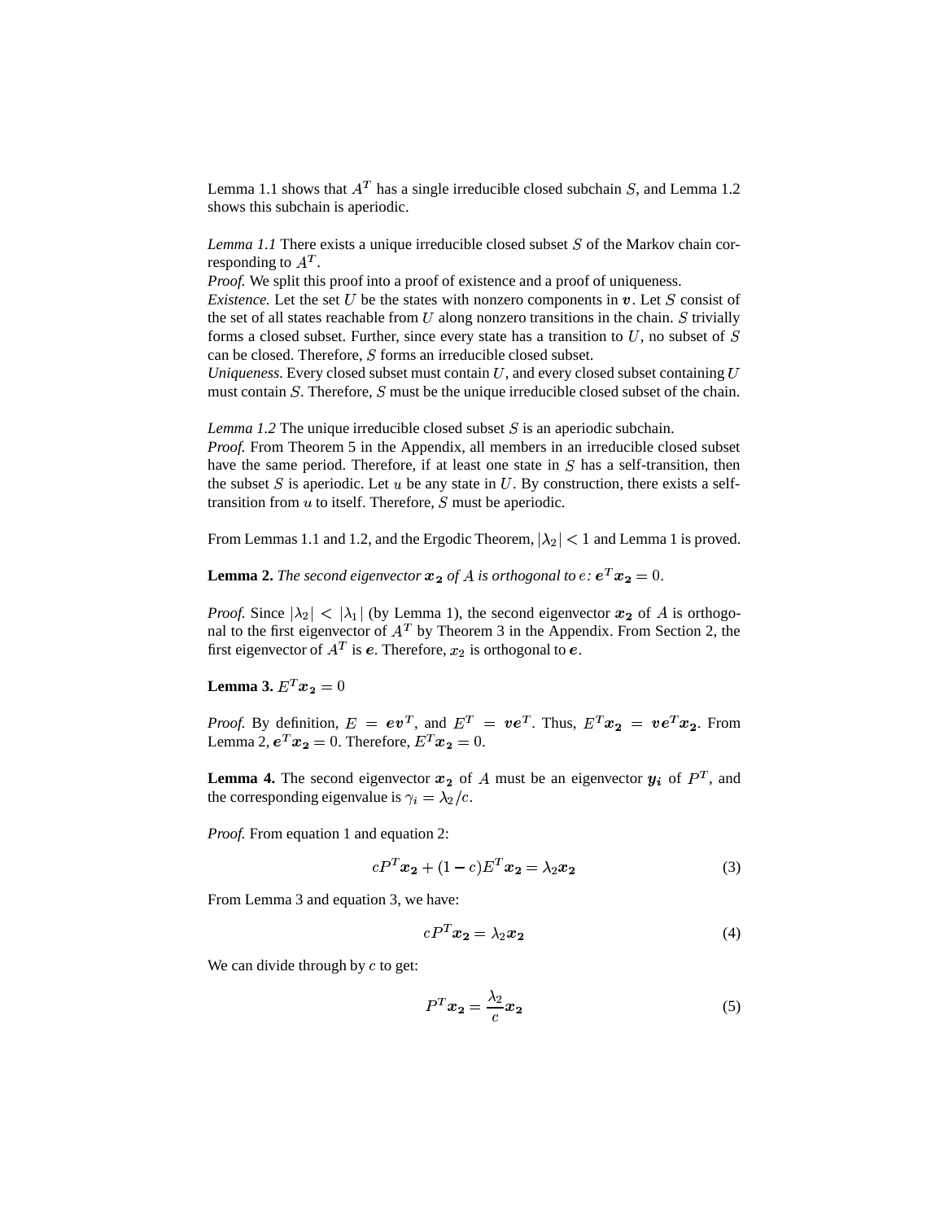Lemma 1.1 shows that $A^T$ has a single irreducible closed subchain $S$, and Lemma 1.2 shows this subchain is aperiodic.

*Lemma 1.1* There exists a unique irreducible closed subset $S$ of the Markov chain corresponding to $A^T$.
*Proof.* We split this proof into a proof of existence and a proof of uniqueness.
*Existence.* Let the set $U$ be the states with nonzero components in $\boldsymbol{v}$. Let $S$ consist of the set of all states reachable from $U$ along nonzero transitions in the chain. $S$ trivially forms a closed subset. Further, since every state has a transition to $U$, no subset of $S$ can be closed. Therefore, $S$ forms an irreducible closed subset.
*Uniqueness.* Every closed subset must contain $U$, and every closed subset containing $U$ must contain $S$. Therefore, $S$ must be the unique irreducible closed subset of the chain.

*Lemma 1.2* The unique irreducible closed subset $S$ is an aperiodic subchain.
*Proof.* From Theorem 5 in the Appendix, all members in an irreducible closed subset have the same period. Therefore, if at least one state in $S$ has a self-transition, then the subset $S$ is aperiodic. Let $u$ be any state in $U$. By construction, there exists a self-transition from $u$ to itself. Therefore, $S$ must be aperiodic.

From Lemmas 1.1 and 1.2, and the Ergodic Theorem, $|\lambda_2| < 1$ and Lemma 1 is proved.

**Lemma 2.** *The second eigenvector $\boldsymbol{x_2}$ of $A$ is orthogonal to $e$: $\boldsymbol{e}^T \boldsymbol{x_2} = 0$.*

*Proof.* Since $|\lambda_2| < |\lambda_1|$ (by Lemma 1), the second eigenvector $\boldsymbol{x_2}$ of $A$ is orthogonal to the first eigenvector of $A^T$ by Theorem 3 in the Appendix. From Section 2, the first eigenvector of $A^T$ is $\boldsymbol{e}$. Therefore, $x_2$ is orthogonal to $\boldsymbol{e}$.

**Lemma 3.** $E^T \boldsymbol{x_2} = 0$

*Proof.* By definition, $E = \boldsymbol{e}\boldsymbol{v}^T$, and $E^T = \boldsymbol{v}\boldsymbol{e}^T$. Thus, $E^T \boldsymbol{x_2} = \boldsymbol{v}\boldsymbol{e}^T \boldsymbol{x_2}$. From Lemma 2, $\boldsymbol{e}^T \boldsymbol{x_2} = 0$. Therefore, $E^T \boldsymbol{x_2} = 0$.

**Lemma 4.** The second eigenvector $\boldsymbol{x_2}$ of $A$ must be an eigenvector $\boldsymbol{y_i}$ of $P^T$, and the corresponding eigenvalue is $\gamma_i = \lambda_2 / c$.

*Proof.* From equation 1 and equation 2:

$$cP^T \boldsymbol{x_2} + (1-c)E^T \boldsymbol{x_2} = \lambda_2 \boldsymbol{x_2} \tag{3}$$

From Lemma 3 and equation 3, we have:

$$cP^T \boldsymbol{x_2} = \lambda_2 \boldsymbol{x_2} \tag{4}$$

We can divide through by $c$ to get:

$$P^T \boldsymbol{x_2} = \frac{\lambda_2}{c} \boldsymbol{x_2} \tag{5}$$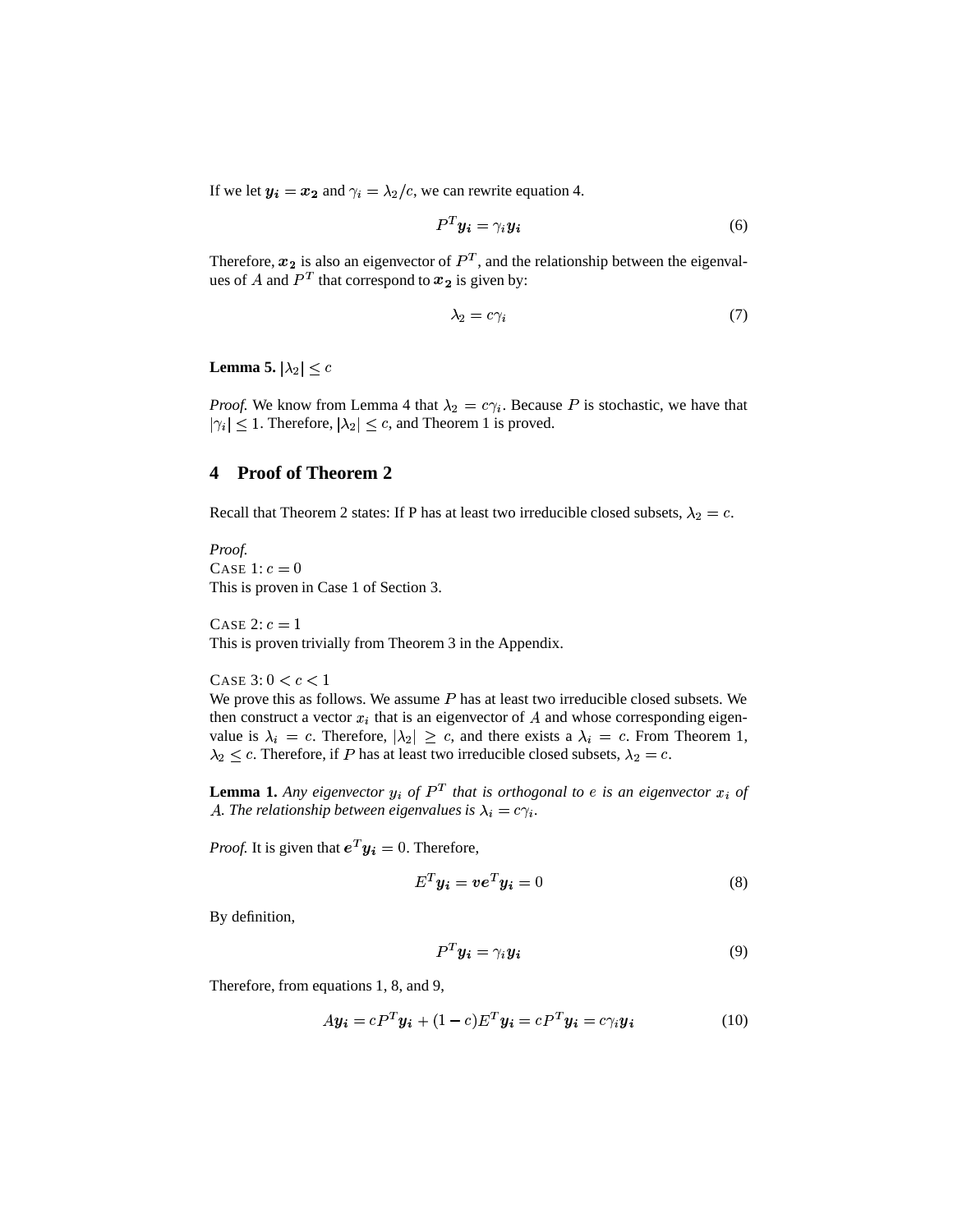If we let $\boldsymbol{y_i} = \boldsymbol{x_2}$ and $\gamma_i = \lambda_2/c$, we can rewrite equation 4.

$$P^T \boldsymbol{y_i} = \gamma_i \boldsymbol{y_i} \tag{6}$$

Therefore, $\boldsymbol{x_2}$ is also an eigenvector of $P^T$, and the relationship between the eigenvalues of $A$ and $P^T$ that correspond to $\boldsymbol{x_2}$ is given by:

$$\lambda_2 = c\gamma_i \tag{7}$$

**Lemma 5.** $|\lambda_2| \leq c$

*Proof.* We know from Lemma 4 that $\lambda_2 = c\gamma_i$. Because $P$ is stochastic, we have that $|\gamma_i| \leq 1$. Therefore, $|\lambda_2| \leq c$, and Theorem 1 is proved.

## 4 Proof of Theorem 2

Recall that Theorem 2 states: If P has at least two irreducible closed subsets, $\lambda_2 = c$.

*Proof.*
CASE 1: $c = 0$
This is proven in Case 1 of Section 3.

CASE 2: $c = 1$
This is proven trivially from Theorem 3 in the Appendix.

CASE 3: $0 < c < 1$
We prove this as follows. We assume $P$ has at least two irreducible closed subsets. We then construct a vector $x_i$ that is an eigenvector of $A$ and whose corresponding eigenvalue is $\lambda_i = c$. Therefore, $|\lambda_2| \geq c$, and there exists a $\lambda_i = c$. From Theorem 1, $\lambda_2 \leq c$. Therefore, if $P$ has at least two irreducible closed subsets, $\lambda_2 = c$.

**Lemma 1.** *Any eigenvector $y_i$ of $P^T$ that is orthogonal to $e$ is an eigenvector $x_i$ of $A$. The relationship between eigenvalues is $\lambda_i = c\gamma_i$.*

*Proof.* It is given that $\boldsymbol{e}^T \boldsymbol{y_i} = 0$. Therefore,

$$E^T \boldsymbol{y_i} = \boldsymbol{v}\boldsymbol{e}^T \boldsymbol{y_i} = 0 \tag{8}$$

By definition,

$$P^T \boldsymbol{y_i} = \gamma_i \boldsymbol{y_i} \tag{9}$$

Therefore, from equations 1, 8, and 9,

$$A\boldsymbol{y_i} = cP^T \boldsymbol{y_i} + (1-c)E^T \boldsymbol{y_i} = cP^T \boldsymbol{y_i} = c\gamma_i \boldsymbol{y_i} \tag{10}$$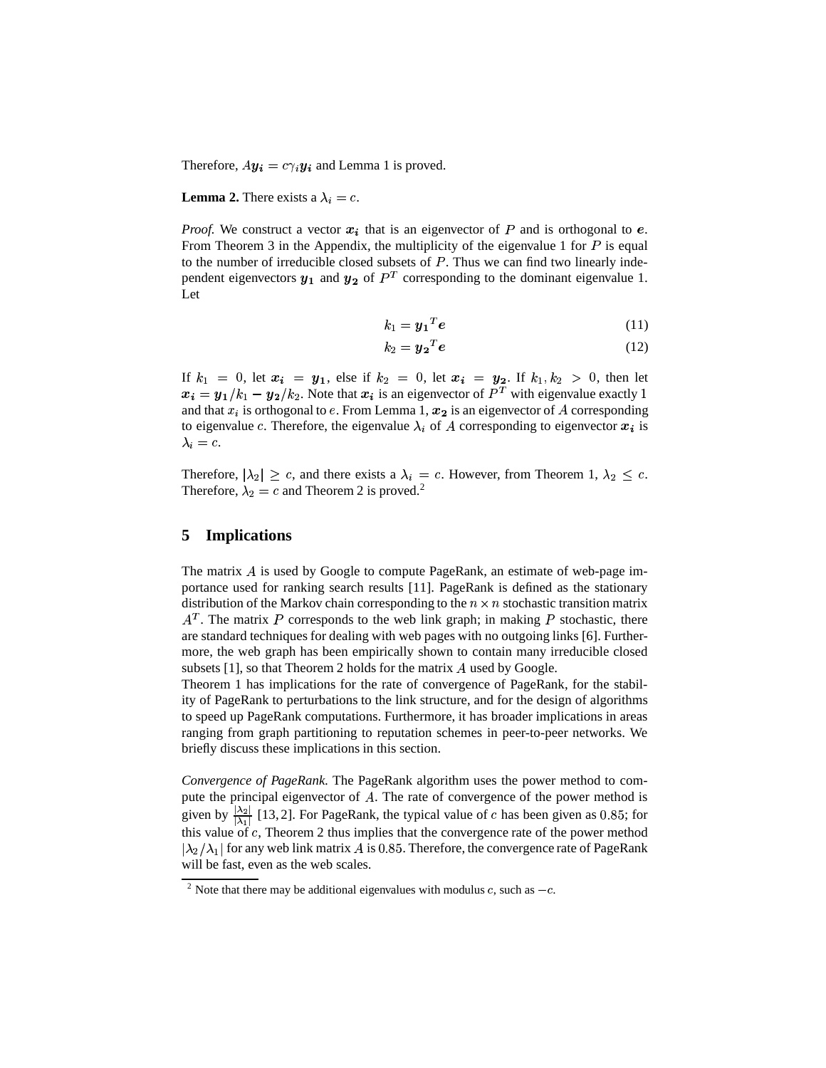Therefore, $A\boldsymbol{y_i} = c\gamma_i \boldsymbol{y_i}$ and Lemma 1 is proved.

**Lemma 2.** There exists a $\lambda_i = c$.

*Proof.* We construct a vector $\boldsymbol{x_i}$ that is an eigenvector of $P$ and is orthogonal to $\boldsymbol{e}$. From Theorem 3 in the Appendix, the multiplicity of the eigenvalue 1 for $P$ is equal to the number of irreducible closed subsets of $P$. Thus we can find two linearly independent eigenvectors $\boldsymbol{y_1}$ and $\boldsymbol{y_2}$ of $P^T$ corresponding to the dominant eigenvalue 1. Let

$$k_1 = \boldsymbol{y_1}^T \boldsymbol{e} \tag{11}$$

$$k_2 = \boldsymbol{y_2}^T \boldsymbol{e} \tag{12}$$

If $k_1 = 0$, let $\boldsymbol{x_i} = \boldsymbol{y_1}$, else if $k_2 = 0$, let $\boldsymbol{x_i} = \boldsymbol{y_2}$. If $k_1, k_2 > 0$, then let $\boldsymbol{x_i} = \boldsymbol{y_1}/k_1 - \boldsymbol{y_2}/k_2$. Note that $\boldsymbol{x_i}$ is an eigenvector of $P^T$ with eigenvalue exactly 1 and that $x_i$ is orthogonal to $e$. From Lemma 1, $\boldsymbol{x_2}$ is an eigenvector of $A$ corresponding to eigenvalue $c$. Therefore, the eigenvalue $\lambda_i$ of $A$ corresponding to eigenvector $\boldsymbol{x_i}$ is $\lambda_i = c$.

Therefore, $|\lambda_2| \geq c$, and there exists a $\lambda_i = c$. However, from Theorem 1, $\lambda_2 \leq c$. Therefore, $\lambda_2 = c$ and Theorem 2 is proved.[2]

## 5 Implications

The matrix $A$ is used by Google to compute PageRank, an estimate of web-page importance used for ranking search results [11]. PageRank is defined as the stationary distribution of the Markov chain corresponding to the $n \times n$ stochastic transition matrix $A^T$. The matrix $P$ corresponds to the web link graph; in making $P$ stochastic, there are standard techniques for dealing with web pages with no outgoing links [6]. Furthermore, the web graph has been empirically shown to contain many irreducible closed subsets [1], so that Theorem 2 holds for the matrix $A$ used by Google.

Theorem 1 has implications for the rate of convergence of PageRank, for the stability of PageRank to perturbations to the link structure, and for the design of algorithms to speed up PageRank computations. Furthermore, it has broader implications in areas ranging from graph partitioning to reputation schemes in peer-to-peer networks. We briefly discuss these implications in this section.

*Convergence of PageRank.* The PageRank algorithm uses the power method to compute the principal eigenvector of $A$. The rate of convergence of the power method is given by $\frac{|\lambda_2|}{|\lambda_1|}$ [13, 2]. For PageRank, the typical value of $c$ has been given as $0.85$; for this value of $c$, Theorem 2 thus implies that the convergence rate of the power method $|\lambda_2/\lambda_1|$ for any web link matrix $A$ is $0.85$. Therefore, the convergence rate of PageRank will be fast, even as the web scales.

[2] Note that there may be additional eigenvalues with modulus $c$, such as $-c$.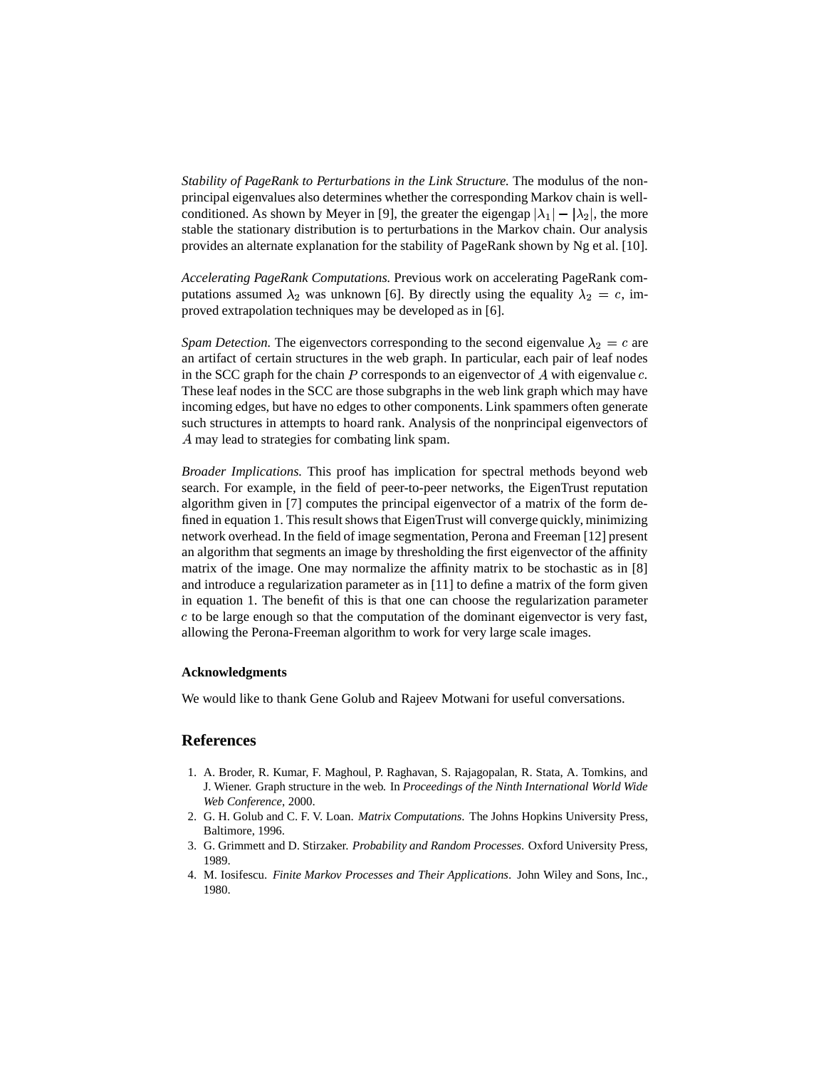*Stability of PageRank to Perturbations in the Link Structure.* The modulus of the nonprincipal eigenvalues also determines whether the corresponding Markov chain is well-conditioned. As shown by Meyer in [9], the greater the eigengap $|\lambda_1| - |\lambda_2|$, the more stable the stationary distribution is to perturbations in the Markov chain. Our analysis provides an alternate explanation for the stability of PageRank shown by Ng et al. [10].

*Accelerating PageRank Computations.* Previous work on accelerating PageRank computations assumed $\lambda_2$ was unknown [6]. By directly using the equality $\lambda_2 = c$, improved extrapolation techniques may be developed as in [6].

*Spam Detection.* The eigenvectors corresponding to the second eigenvalue $\lambda_2 = c$ are an artifact of certain structures in the web graph. In particular, each pair of leaf nodes in the SCC graph for the chain $P$ corresponds to an eigenvector of $A$ with eigenvalue $c$. These leaf nodes in the SCC are those subgraphs in the web link graph which may have incoming edges, but have no edges to other components. Link spammers often generate such structures in attempts to hoard rank. Analysis of the nonprincipal eigenvectors of $A$ may lead to strategies for combating link spam.

*Broader Implications.* This proof has implication for spectral methods beyond web search. For example, in the field of peer-to-peer networks, the EigenTrust reputation algorithm given in [7] computes the principal eigenvector of a matrix of the form defined in equation 1. This result shows that EigenTrust will converge quickly, minimizing network overhead. In the field of image segmentation, Perona and Freeman [12] present an algorithm that segments an image by thresholding the first eigenvector of the affinity matrix of the image. One may normalize the affinity matrix to be stochastic as in [8] and introduce a regularization parameter as in [11] to define a matrix of the form given in equation 1. The benefit of this is that one can choose the regularization parameter $c$ to be large enough so that the computation of the dominant eigenvector is very fast, allowing the Perona-Freeman algorithm to work for very large scale images.

### Acknowledgments

We would like to thank Gene Golub and Rajeev Motwani for useful conversations.

## References

1. A. Broder, R. Kumar, F. Maghoul, P. Raghavan, S. Rajagopalan, R. Stata, A. Tomkins, and J. Wiener. Graph structure in the web. In *Proceedings of the Ninth International World Wide Web Conference*, 2000.
2. G. H. Golub and C. F. V. Loan. *Matrix Computations*. The Johns Hopkins University Press, Baltimore, 1996.
3. G. Grimmett and D. Stirzaker. *Probability and Random Processes*. Oxford University Press, 1989.
4. M. Iosifescu. *Finite Markov Processes and Their Applications*. John Wiley and Sons, Inc., 1980.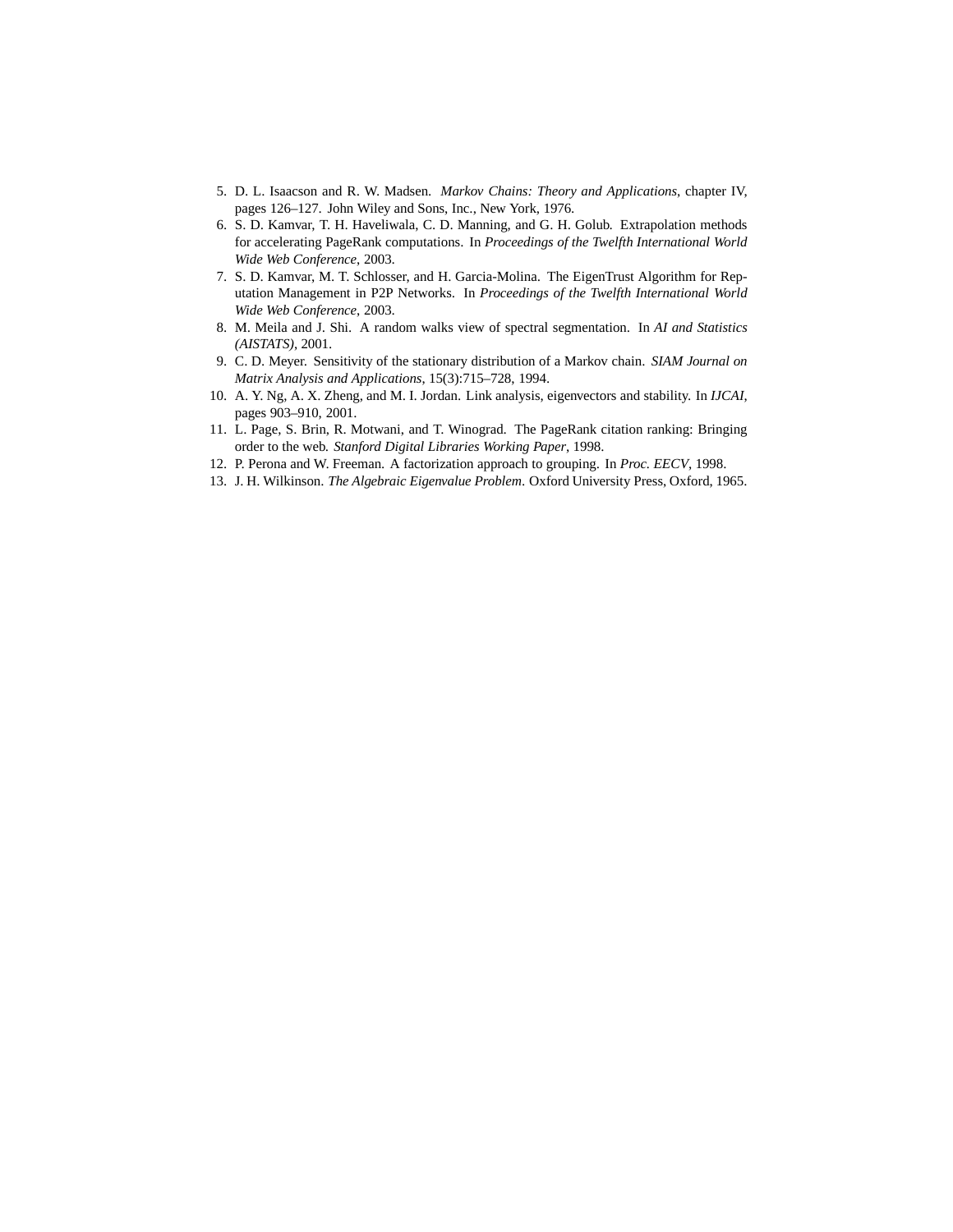5. D. L. Isaacson and R. W. Madsen. *Markov Chains: Theory and Applications*, chapter IV, pages 126–127. John Wiley and Sons, Inc., New York, 1976.
6. S. D. Kamvar, T. H. Haveliwala, C. D. Manning, and G. H. Golub. Extrapolation methods for accelerating PageRank computations. In *Proceedings of the Twelfth International World Wide Web Conference*, 2003.
7. S. D. Kamvar, M. T. Schlosser, and H. Garcia-Molina. The EigenTrust Algorithm for Reputation Management in P2P Networks. In *Proceedings of the Twelfth International World Wide Web Conference*, 2003.
8. M. Meila and J. Shi. A random walks view of spectral segmentation. In *AI and Statistics (AISTATS)*, 2001.
9. C. D. Meyer. Sensitivity of the stationary distribution of a Markov chain. *SIAM Journal on Matrix Analysis and Applications*, 15(3):715–728, 1994.
10. A. Y. Ng, A. X. Zheng, and M. I. Jordan. Link analysis, eigenvectors and stability. In *IJCAI*, pages 903–910, 2001.
11. L. Page, S. Brin, R. Motwani, and T. Winograd. The PageRank citation ranking: Bringing order to the web. *Stanford Digital Libraries Working Paper*, 1998.
12. P. Perona and W. Freeman. A factorization approach to grouping. In *Proc. EECV*, 1998.
13. J. H. Wilkinson. *The Algebraic Eigenvalue Problem*. Oxford University Press, Oxford, 1965.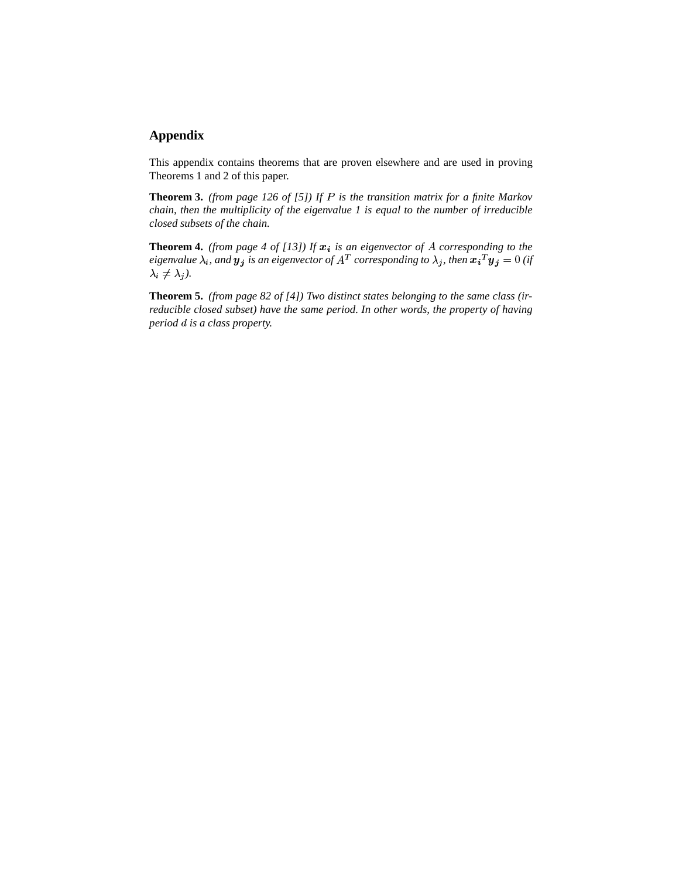## Appendix

This appendix contains theorems that are proven elsewhere and are used in proving Theorems 1 and 2 of this paper.

**Theorem 3.** *(from page 126 of [5]) If $P$ is the transition matrix for a finite Markov chain, then the multiplicity of the eigenvalue 1 is equal to the number of irreducible closed subsets of the chain.*

**Theorem 4.** *(from page 4 of [13]) If $\boldsymbol{x_i}$ is an eigenvector of $A$ corresponding to the eigenvalue $\lambda_i$, and $\boldsymbol{y_j}$ is an eigenvector of $A^T$ corresponding to $\lambda_j$, then $\boldsymbol{x_i}^T \boldsymbol{y_j} = 0$ (if $\lambda_i \neq \lambda_j$).*

**Theorem 5.** *(from page 82 of [4]) Two distinct states belonging to the same class (irreducible closed subset) have the same period. In other words, the property of having period $d$ is a class property.*